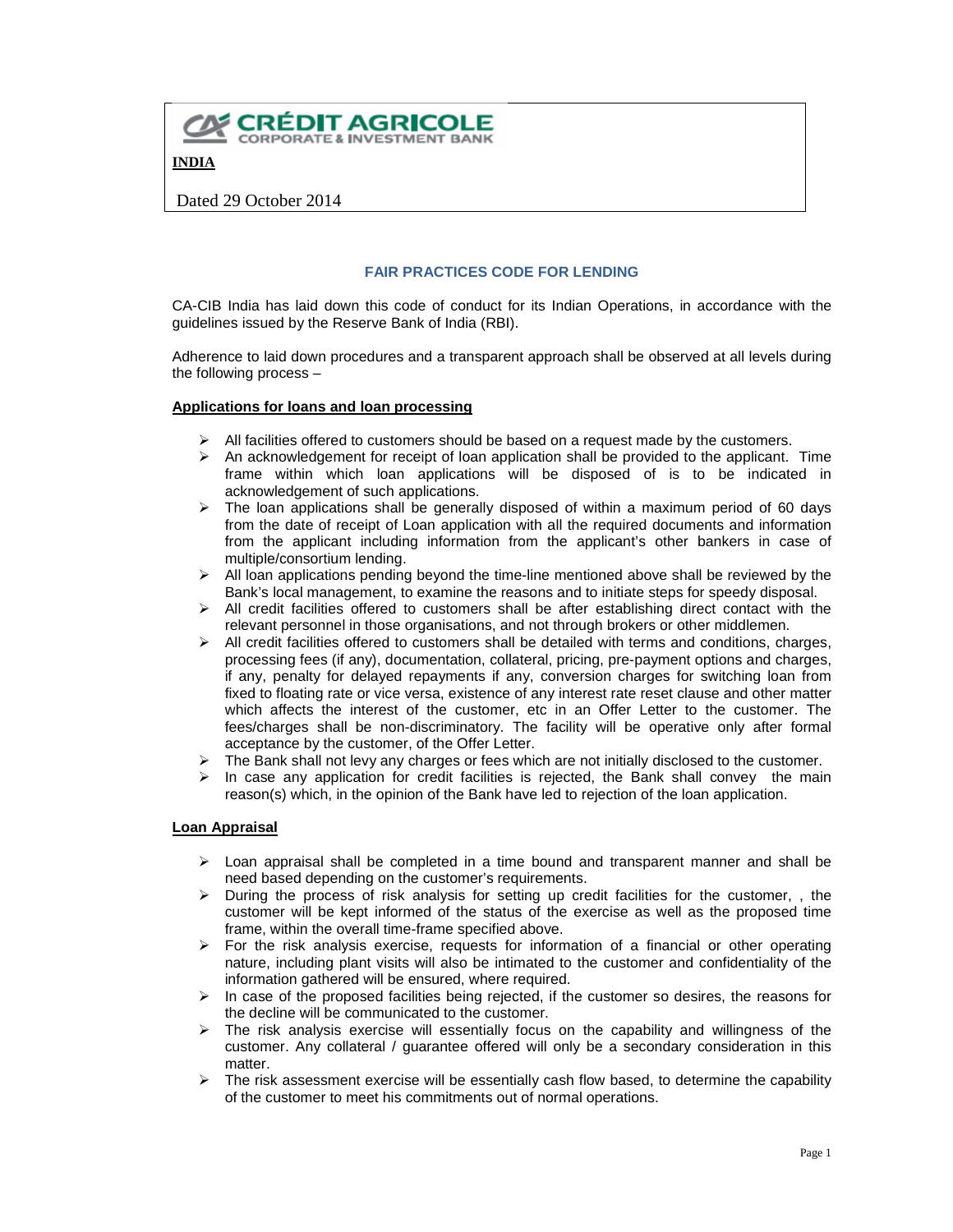**CRÉDIT AGRICOLE**
CORPORATE & INVESTMENT BANK

**INDIA**

Dated 29 October 2014

## FAIR PRACTICES CODE FOR LENDING

CA-CIB India has laid down this code of conduct for its Indian Operations, in accordance with the guidelines issued by the Reserve Bank of India (RBI).

Adherence to laid down procedures and a transparent approach shall be observed at all levels during the following process –

### Applications for loans and loan processing

- All facilities offered to customers should be based on a request made by the customers.
- An acknowledgement for receipt of loan application shall be provided to the applicant. Time frame within which loan applications will be disposed of is to be indicated in acknowledgement of such applications.
- The loan applications shall be generally disposed of within a maximum period of 60 days from the date of receipt of Loan application with all the required documents and information from the applicant including information from the applicant's other bankers in case of multiple/consortium lending.
- All loan applications pending beyond the time-line mentioned above shall be reviewed by the Bank's local management, to examine the reasons and to initiate steps for speedy disposal.
- All credit facilities offered to customers shall be after establishing direct contact with the relevant personnel in those organisations, and not through brokers or other middlemen.
- All credit facilities offered to customers shall be detailed with terms and conditions, charges, processing fees (if any), documentation, collateral, pricing, pre-payment options and charges, if any, penalty for delayed repayments if any, conversion charges for switching loan from fixed to floating rate or vice versa, existence of any interest rate reset clause and other matter which affects the interest of the customer, etc in an Offer Letter to the customer. The fees/charges shall be non-discriminatory. The facility will be operative only after formal acceptance by the customer, of the Offer Letter.
- The Bank shall not levy any charges or fees which are not initially disclosed to the customer.
- In case any application for credit facilities is rejected, the Bank shall convey the main reason(s) which, in the opinion of the Bank have led to rejection of the loan application.

### Loan Appraisal

- Loan appraisal shall be completed in a time bound and transparent manner and shall be need based depending on the customer's requirements.
- During the process of risk analysis for setting up credit facilities for the customer, , the customer will be kept informed of the status of the exercise as well as the proposed time frame, within the overall time-frame specified above.
- For the risk analysis exercise, requests for information of a financial or other operating nature, including plant visits will also be intimated to the customer and confidentiality of the information gathered will be ensured, where required.
- In case of the proposed facilities being rejected, if the customer so desires, the reasons for the decline will be communicated to the customer.
- The risk analysis exercise will essentially focus on the capability and willingness of the customer. Any collateral / guarantee offered will only be a secondary consideration in this matter.
- The risk assessment exercise will be essentially cash flow based, to determine the capability of the customer to meet his commitments out of normal operations.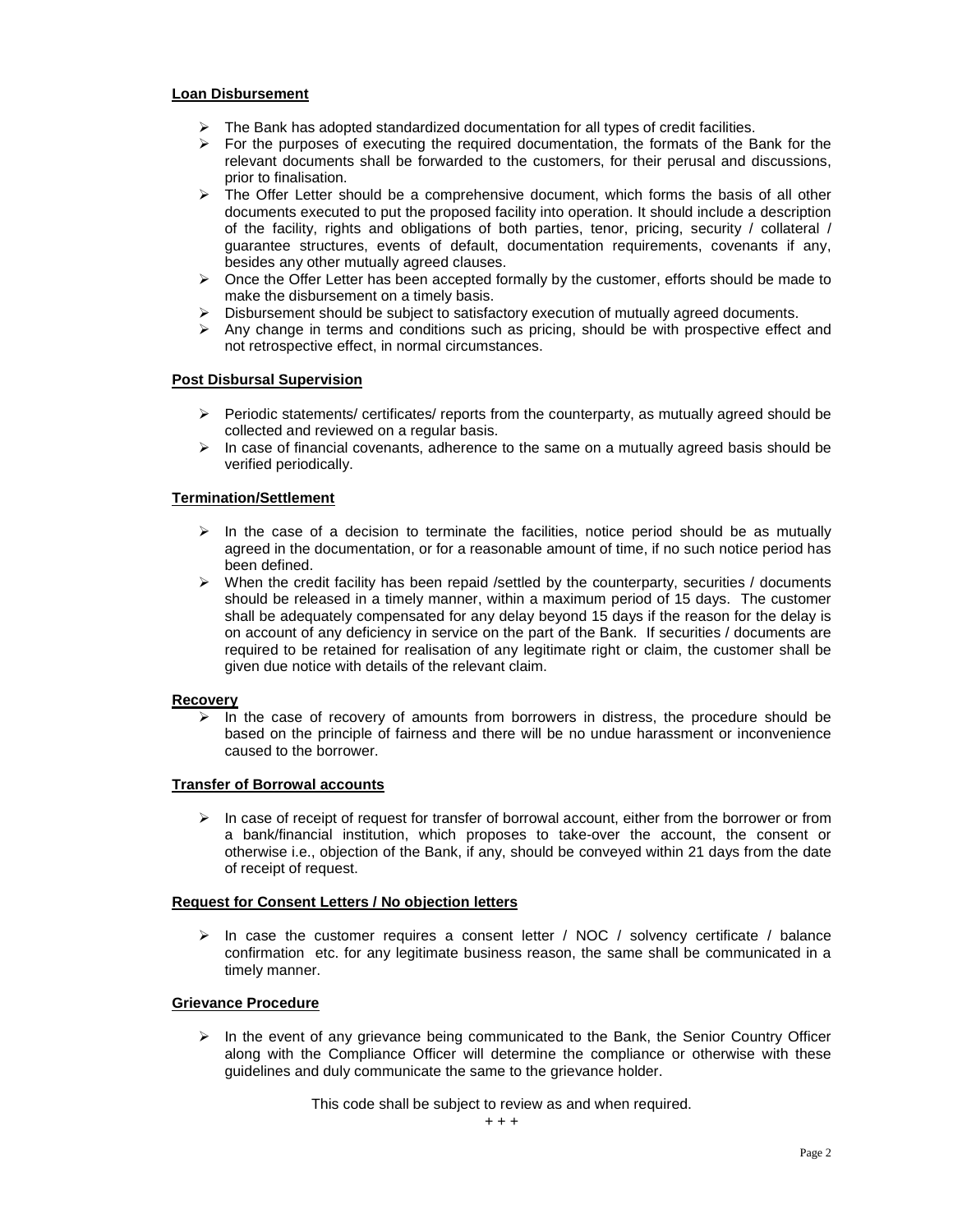**Loan Disbursement**

- The Bank has adopted standardized documentation for all types of credit facilities.
- For the purposes of executing the required documentation, the formats of the Bank for the relevant documents shall be forwarded to the customers, for their perusal and discussions, prior to finalisation.
- The Offer Letter should be a comprehensive document, which forms the basis of all other documents executed to put the proposed facility into operation. It should include a description of the facility, rights and obligations of both parties, tenor, pricing, security / collateral / guarantee structures, events of default, documentation requirements, covenants if any, besides any other mutually agreed clauses.
- Once the Offer Letter has been accepted formally by the customer, efforts should be made to make the disbursement on a timely basis.
- Disbursement should be subject to satisfactory execution of mutually agreed documents.
- Any change in terms and conditions such as pricing, should be with prospective effect and not retrospective effect, in normal circumstances.

**Post Disbursal Supervision**

- Periodic statements/ certificates/ reports from the counterparty, as mutually agreed should be collected and reviewed on a regular basis.
- In case of financial covenants, adherence to the same on a mutually agreed basis should be verified periodically.

**Termination/Settlement**

- In the case of a decision to terminate the facilities, notice period should be as mutually agreed in the documentation, or for a reasonable amount of time, if no such notice period has been defined.
- When the credit facility has been repaid /settled by the counterparty, securities / documents should be released in a timely manner, within a maximum period of 15 days. The customer shall be adequately compensated for any delay beyond 15 days if the reason for the delay is on account of any deficiency in service on the part of the Bank. If securities / documents are required to be retained for realisation of any legitimate right or claim, the customer shall be given due notice with details of the relevant claim.

**Recovery**

- In the case of recovery of amounts from borrowers in distress, the procedure should be based on the principle of fairness and there will be no undue harassment or inconvenience caused to the borrower.

**Transfer of Borrowal accounts**

- In case of receipt of request for transfer of borrowal account, either from the borrower or from a bank/financial institution, which proposes to take-over the account, the consent or otherwise i.e., objection of the Bank, if any, should be conveyed within 21 days from the date of receipt of request.

**Request for Consent Letters / No objection letters**

- In case the customer requires a consent letter / NOC / solvency certificate / balance confirmation etc. for any legitimate business reason, the same shall be communicated in a timely manner.

**Grievance Procedure**

- In the event of any grievance being communicated to the Bank, the Senior Country Officer along with the Compliance Officer will determine the compliance or otherwise with these guidelines and duly communicate the same to the grievance holder.

This code shall be subject to review as and when required.

+ + +